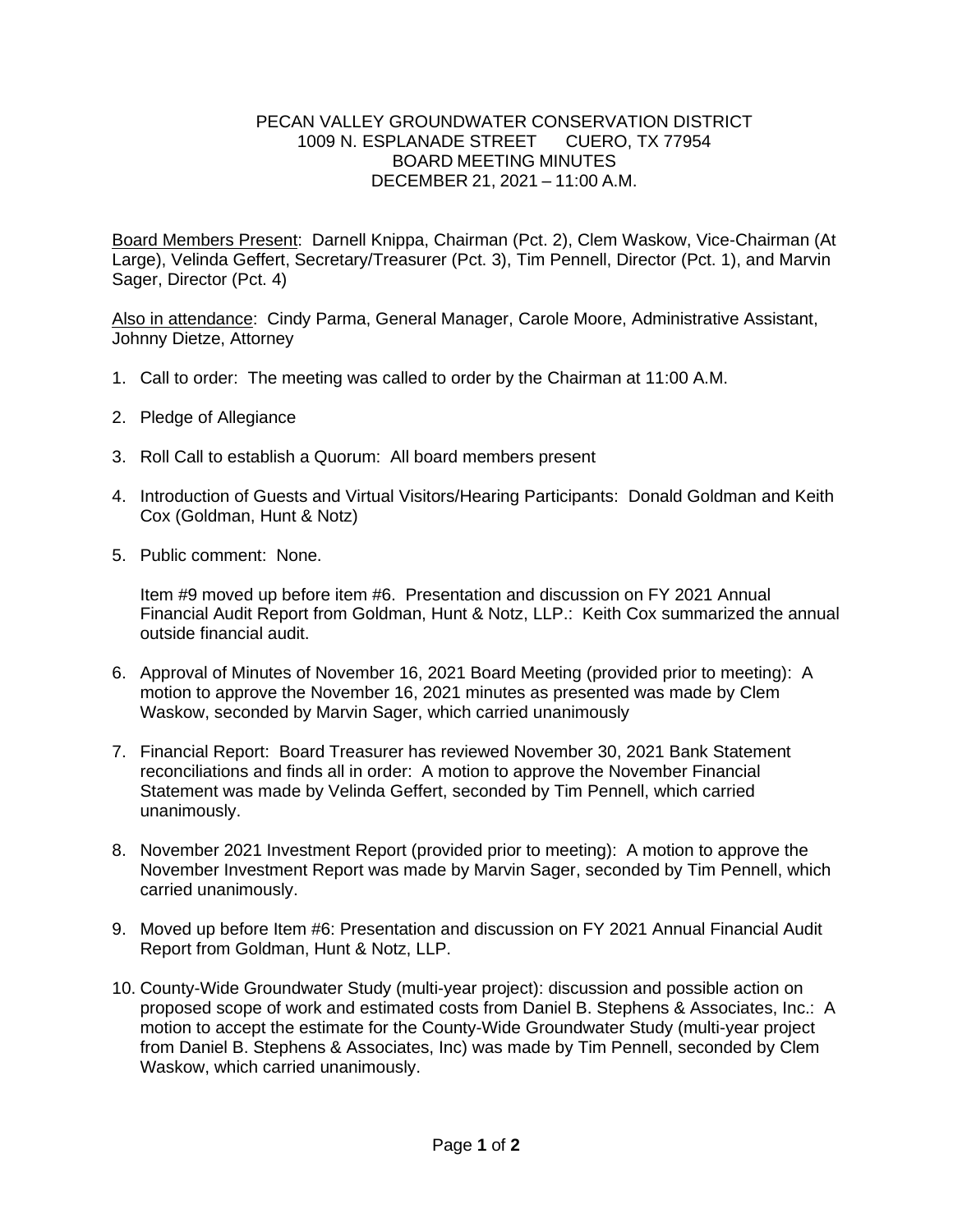PECAN VALLEY GROUNDWATER CONSERVATION DISTRICT
1009 N. ESPLANADE STREET    CUERO, TX 77954
BOARD MEETING MINUTES
DECEMBER 21, 2021 – 11:00 A.M.

Board Members Present: Darnell Knippa, Chairman (Pct. 2), Clem Waskow, Vice-Chairman (At Large), Velinda Geffert, Secretary/Treasurer (Pct. 3), Tim Pennell, Director (Pct. 1), and Marvin Sager, Director (Pct. 4)

Also in attendance: Cindy Parma, General Manager, Carole Moore, Administrative Assistant, Johnny Dietze, Attorney

1. Call to order: The meeting was called to order by the Chairman at 11:00 A.M.

2. Pledge of Allegiance

3. Roll Call to establish a Quorum: All board members present

4. Introduction of Guests and Virtual Visitors/Hearing Participants: Donald Goldman and Keith Cox (Goldman, Hunt & Notz)

5. Public comment: None.

   Item #9 moved up before item #6. Presentation and discussion on FY 2021 Annual Financial Audit Report from Goldman, Hunt & Notz, LLP.: Keith Cox summarized the annual outside financial audit.

6. Approval of Minutes of November 16, 2021 Board Meeting (provided prior to meeting): A motion to approve the November 16, 2021 minutes as presented was made by Clem Waskow, seconded by Marvin Sager, which carried unanimously

7. Financial Report: Board Treasurer has reviewed November 30, 2021 Bank Statement reconciliations and finds all in order: A motion to approve the November Financial Statement was made by Velinda Geffert, seconded by Tim Pennell, which carried unanimously.

8. November 2021 Investment Report (provided prior to meeting): A motion to approve the November Investment Report was made by Marvin Sager, seconded by Tim Pennell, which carried unanimously.

9. Moved up before Item #6: Presentation and discussion on FY 2021 Annual Financial Audit Report from Goldman, Hunt & Notz, LLP.

10. County-Wide Groundwater Study (multi-year project): discussion and possible action on proposed scope of work and estimated costs from Daniel B. Stephens & Associates, Inc.: A motion to accept the estimate for the County-Wide Groundwater Study (multi-year project from Daniel B. Stephens & Associates, Inc) was made by Tim Pennell, seconded by Clem Waskow, which carried unanimously.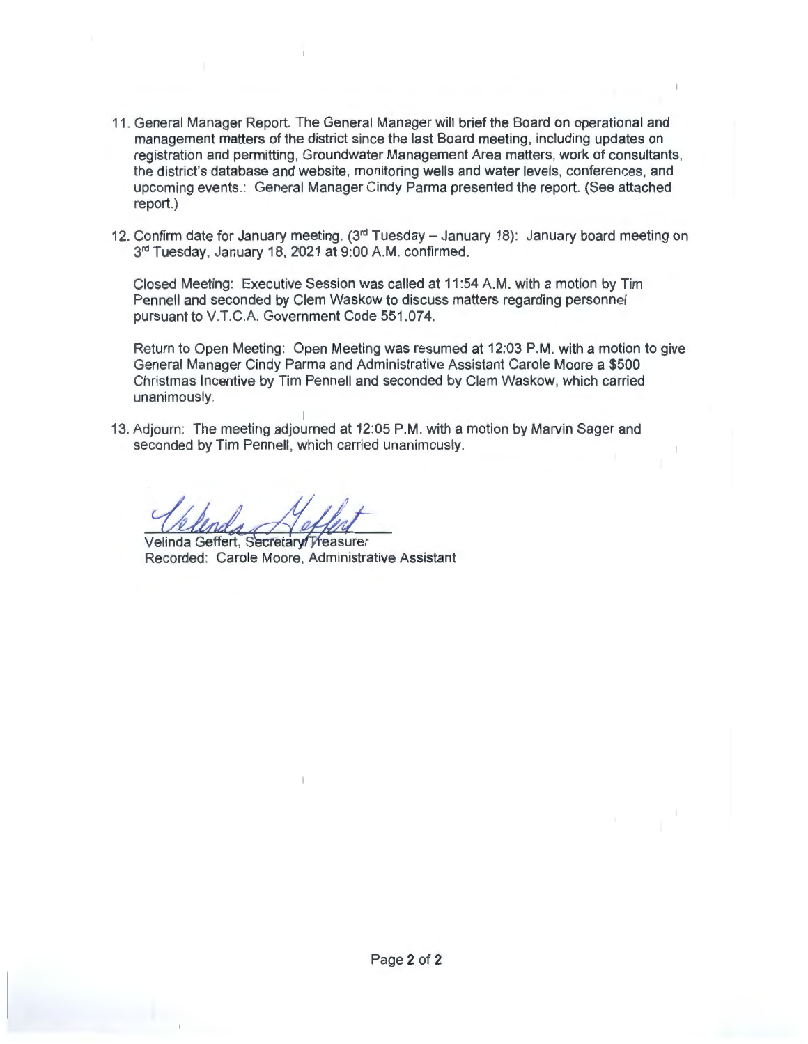11. General Manager Report. The General Manager will brief the Board on operational and management matters of the district since the last Board meeting, including updates on registration and permitting, Groundwater Management Area matters, work of consultants, the district's database and website, monitoring wells and water levels, conferences, and upcoming events.: General Manager Cindy Parma presented the report. (See attached report.)

12. Confirm date for January meeting. (3rd Tuesday – January 18): January board meeting on 3rd Tuesday, January 18, 2021 at 9:00 A.M. confirmed.

    Closed Meeting: Executive Session was called at 11:54 A.M. with a motion by Tim Pennell and seconded by Clem Waskow to discuss matters regarding personnel pursuant to V.T.C.A. Government Code 551.074.

    Return to Open Meeting: Open Meeting was resumed at 12:03 P.M. with a motion to give General Manager Cindy Parma and Administrative Assistant Carole Moore a $500 Christmas Incentive by Tim Pennell and seconded by Clem Waskow, which carried unanimously.

13. Adjourn: The meeting adjourned at 12:05 P.M. with a motion by Marvin Sager and seconded by Tim Pennell, which carried unanimously.

Velinda Geffert, Secretary/Treasurer
Recorded: Carole Moore, Administrative Assistant